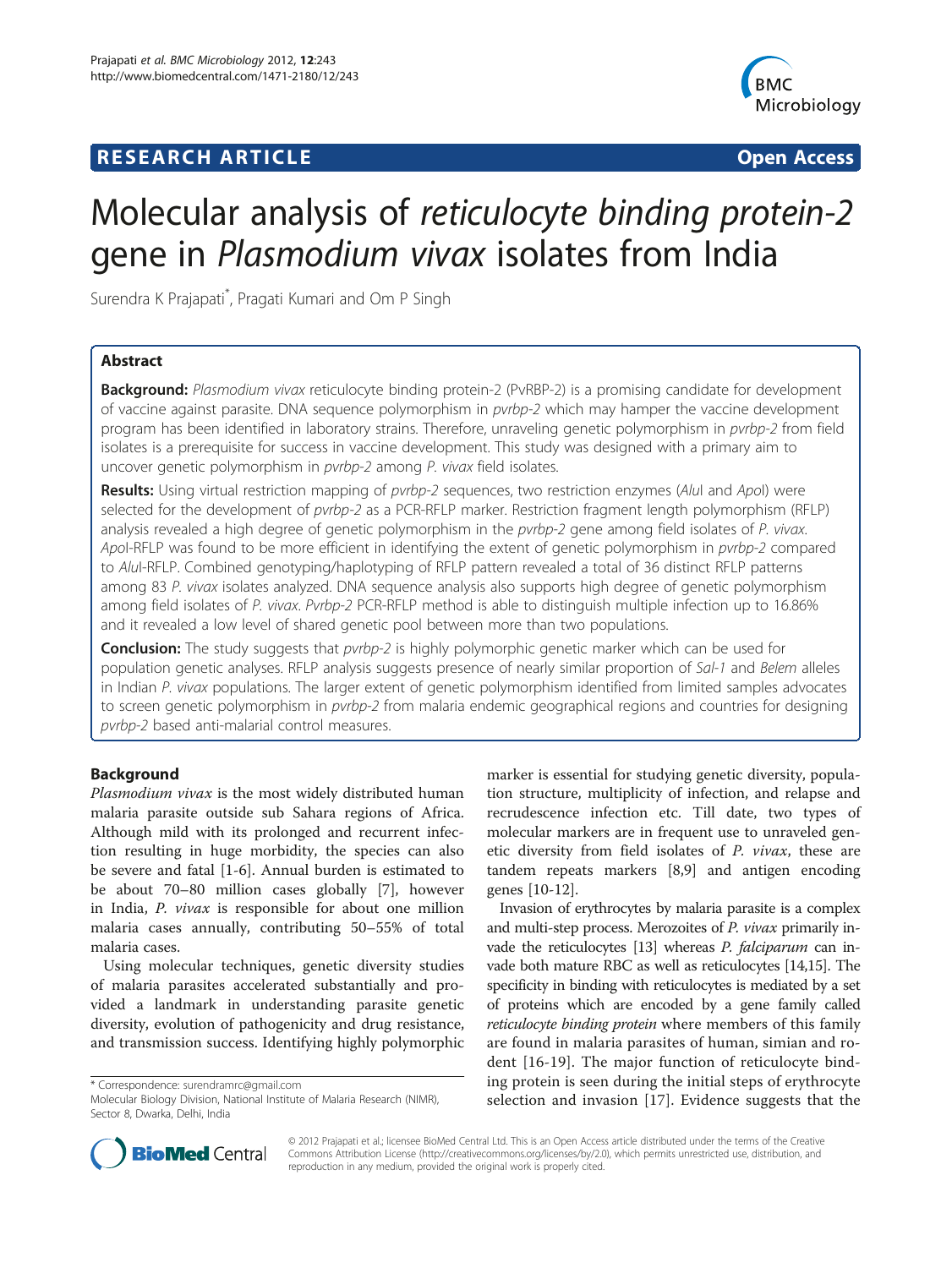**RESEARCH ARTICLE** **Open Access**

# Molecular analysis of *reticulocyte binding protein-2* gene in *Plasmodium vivax* isolates from India

Surendra K Prajapati[*], Pragati Kumari and Om P Singh

## Abstract

**Background:** *Plasmodium vivax* reticulocyte binding protein-2 (PvRBP-2) is a promising candidate for development of vaccine against parasite. DNA sequence polymorphism in *pvrbp-2* which may hamper the vaccine development program has been identified in laboratory strains. Therefore, unraveling genetic polymorphism in *pvrbp-2* from field isolates is a prerequisite for success in vaccine development. This study was designed with a primary aim to uncover genetic polymorphism in *pvrbp-2* among *P. vivax* field isolates.

**Results:** Using virtual restriction mapping of *pvrbp-2* sequences, two restriction enzymes (*Alu*I and *Apo*I) were selected for the development of *pvrbp-2* as a PCR-RFLP marker. Restriction fragment length polymorphism (RFLP) analysis revealed a high degree of genetic polymorphism in the *pvrbp-2* gene among field isolates of *P. vivax*. *Apo*I-RFLP was found to be more efficient in identifying the extent of genetic polymorphism in *pvrbp-2* compared to *Alu*I-RFLP. Combined genotyping/haplotyping of RFLP pattern revealed a total of 36 distinct RFLP patterns among 83 *P. vivax* isolates analyzed. DNA sequence analysis also supports high degree of genetic polymorphism among field isolates of *P. vivax*. *Pvrbp-2* PCR-RFLP method is able to distinguish multiple infection up to 16.86% and it revealed a low level of shared genetic pool between more than two populations.

**Conclusion:** The study suggests that *pvrbp-2* is highly polymorphic genetic marker which can be used for population genetic analyses. RFLP analysis suggests presence of nearly similar proportion of *Sal-1* and *Belem* alleles in Indian *P. vivax* populations. The larger extent of genetic polymorphism identified from limited samples advocates to screen genetic polymorphism in *pvrbp-2* from malaria endemic geographical regions and countries for designing *pvrbp-2* based anti-malarial control measures.

## Background

*Plasmodium vivax* is the most widely distributed human malaria parasite outside sub Sahara regions of Africa. Although mild with its prolonged and recurrent infection resulting in huge morbidity, the species can also be severe and fatal [1-6]. Annual burden is estimated to be about 70–80 million cases globally [7], however in India, *P. vivax* is responsible for about one million malaria cases annually, contributing 50–55% of total malaria cases.

Using molecular techniques, genetic diversity studies of malaria parasites accelerated substantially and provided a landmark in understanding parasite genetic diversity, evolution of pathogenicity and drug resistance, and transmission success. Identifying highly polymorphic marker is essential for studying genetic diversity, population structure, multiplicity of infection, and relapse and recrudescence infection etc. Till date, two types of molecular markers are in frequent use to unraveled genetic diversity from field isolates of *P. vivax*, these are tandem repeats markers [8,9] and antigen encoding genes [10-12].

Invasion of erythrocytes by malaria parasite is a complex and multi-step process. Merozoites of *P. vivax* primarily invade the reticulocytes [13] whereas *P. falciparum* can invade both mature RBC as well as reticulocytes [14,15]. The specificity in binding with reticulocytes is mediated by a set of proteins which are encoded by a gene family called *reticulocyte binding protein* where members of this family are found in malaria parasites of human, simian and rodent [16-19]. The major function of reticulocyte binding protein is seen during the initial steps of erythrocyte selection and invasion [17]. Evidence suggests that the

\* Correspondence: surendramrc@gmail.com
Molecular Biology Division, National Institute of Malaria Research (NIMR), Sector 8, Dwarka, Delhi, India

© 2012 Prajapati et al.; licensee BioMed Central Ltd. This is an Open Access article distributed under the terms of the Creative Commons Attribution License (http://creativecommons.org/licenses/by/2.0), which permits unrestricted use, distribution, and reproduction in any medium, provided the original work is properly cited.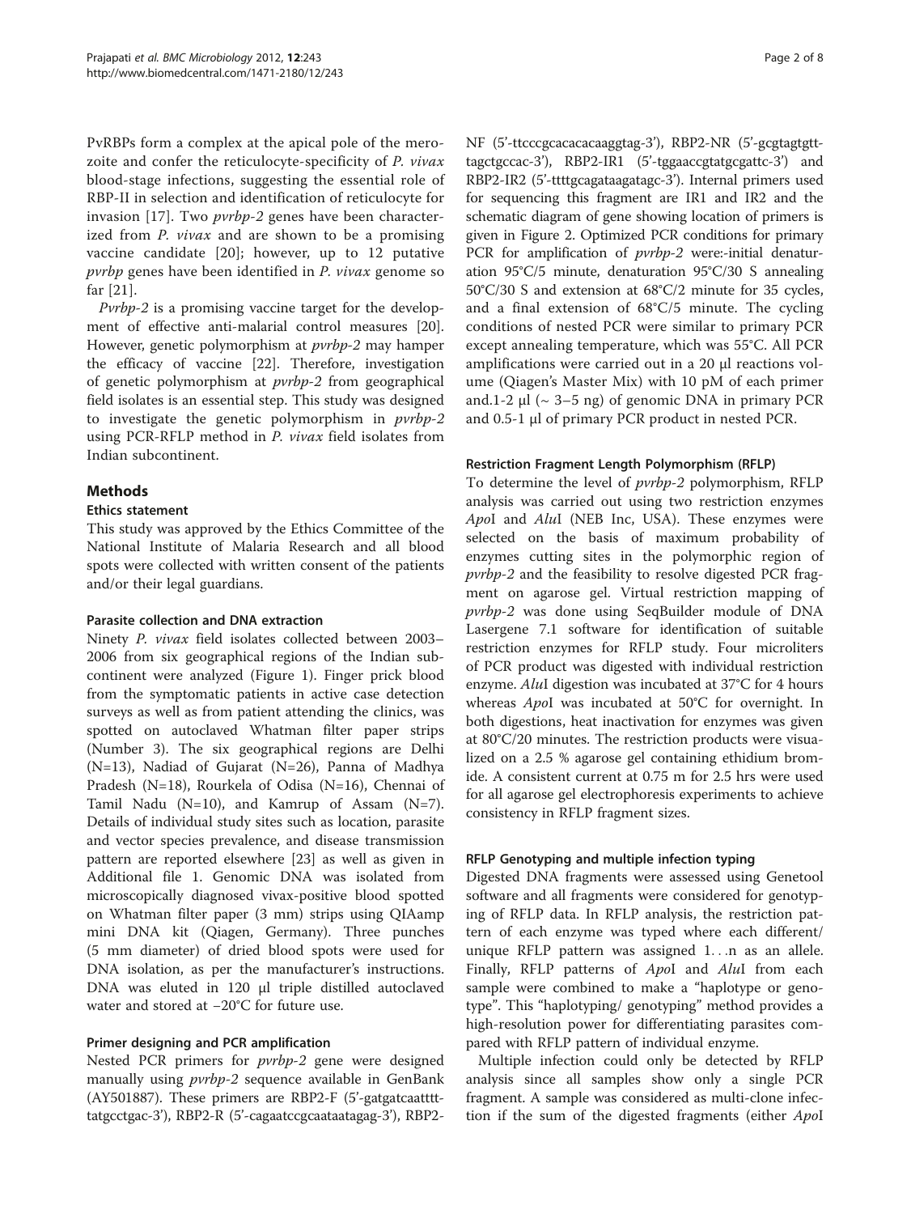PvRBPs form a complex at the apical pole of the merozoite and confer the reticulocyte-specificity of *P. vivax* blood-stage infections, suggesting the essential role of RBP-II in selection and identification of reticulocyte for invasion [17]. Two *pvrbp-2* genes have been characterized from *P. vivax* and are shown to be a promising vaccine candidate [20]; however, up to 12 putative *pvrbp* genes have been identified in *P. vivax* genome so far [21].

*Pvrbp-2* is a promising vaccine target for the development of effective anti-malarial control measures [20]. However, genetic polymorphism at *pvrbp-2* may hamper the efficacy of vaccine [22]. Therefore, investigation of genetic polymorphism at *pvrbp-2* from geographical field isolates is an essential step. This study was designed to investigate the genetic polymorphism in *pvrbp-2* using PCR-RFLP method in *P. vivax* field isolates from Indian subcontinent.

## Methods

### Ethics statement

This study was approved by the Ethics Committee of the National Institute of Malaria Research and all blood spots were collected with written consent of the patients and/or their legal guardians.

### Parasite collection and DNA extraction

Ninety *P. vivax* field isolates collected between 2003–2006 from six geographical regions of the Indian subcontinent were analyzed (Figure 1). Finger prick blood from the symptomatic patients in active case detection surveys as well as from patient attending the clinics, was spotted on autoclaved Whatman filter paper strips (Number 3). The six geographical regions are Delhi (N=13), Nadiad of Gujarat (N=26), Panna of Madhya Pradesh (N=18), Rourkela of Odisa (N=16), Chennai of Tamil Nadu (N=10), and Kamrup of Assam (N=7). Details of individual study sites such as location, parasite and vector species prevalence, and disease transmission pattern are reported elsewhere [23] as well as given in Additional file 1. Genomic DNA was isolated from microscopically diagnosed vivax-positive blood spotted on Whatman filter paper (3 mm) strips using QIAamp mini DNA kit (Qiagen, Germany). Three punches (5 mm diameter) of dried blood spots were used for DNA isolation, as per the manufacturer's instructions. DNA was eluted in 120 µl triple distilled autoclaved water and stored at −20°C for future use.

### Primer designing and PCR amplification

Nested PCR primers for *pvrbp-2* gene were designed manually using *pvrbp-2* sequence available in GenBank (AY501887). These primers are RBP2-F (5'-gatgatcaattttatgcctgac-3'), RBP2-R (5'-cagaatccgcaataatagag-3'), RBP2-NF (5'-ttcccgcacacacaaggtag-3'), RBP2-NR (5'-gcgtagtgtttagctgccac-3'), RBP2-IR1 (5'-tggaaccgtatgcgattc-3') and RBP2-IR2 (5'-ttttgcagataagatagc-3'). Internal primers used for sequencing this fragment are IR1 and IR2 and the schematic diagram of gene showing location of primers is given in Figure 2. Optimized PCR conditions for primary PCR for amplification of *pvrbp-2* were:-initial denaturation 95°C/5 minute, denaturation 95°C/30 S annealing 50°C/30 S and extension at 68°C/2 minute for 35 cycles, and a final extension of 68°C/5 minute. The cycling conditions of nested PCR were similar to primary PCR except annealing temperature, which was 55°C. All PCR amplifications were carried out in a 20 µl reactions volume (Qiagen's Master Mix) with 10 pM of each primer and.1-2 µl (~ 3–5 ng) of genomic DNA in primary PCR and 0.5-1 µl of primary PCR product in nested PCR.

### Restriction Fragment Length Polymorphism (RFLP)

To determine the level of *pvrbp-2* polymorphism, RFLP analysis was carried out using two restriction enzymes *Apo*I and *Alu*I (NEB Inc, USA). These enzymes were selected on the basis of maximum probability of enzymes cutting sites in the polymorphic region of *pvrbp-2* and the feasibility to resolve digested PCR fragment on agarose gel. Virtual restriction mapping of *pvrbp-2* was done using SeqBuilder module of DNA Lasergene 7.1 software for identification of suitable restriction enzymes for RFLP study. Four microliters of PCR product was digested with individual restriction enzyme. *Alu*I digestion was incubated at 37°C for 4 hours whereas *Apo*I was incubated at 50°C for overnight. In both digestions, heat inactivation for enzymes was given at 80°C/20 minutes. The restriction products were visualized on a 2.5 % agarose gel containing ethidium bromide. A consistent current at 0.75 m for 2.5 hrs were used for all agarose gel electrophoresis experiments to achieve consistency in RFLP fragment sizes.

### RFLP Genotyping and multiple infection typing

Digested DNA fragments were assessed using Genetool software and all fragments were considered for genotyping of RFLP data. In RFLP analysis, the restriction pattern of each enzyme was typed where each different/unique RFLP pattern was assigned 1. . .n as an allele. Finally, RFLP patterns of *Apo*I and *Alu*I from each sample were combined to make a "haplotype or genotype". This "haplotyping/ genotyping" method provides a high-resolution power for differentiating parasites compared with RFLP pattern of individual enzyme.

Multiple infection could only be detected by RFLP analysis since all samples show only a single PCR fragment. A sample was considered as multi-clone infection if the sum of the digested fragments (either *Apo*I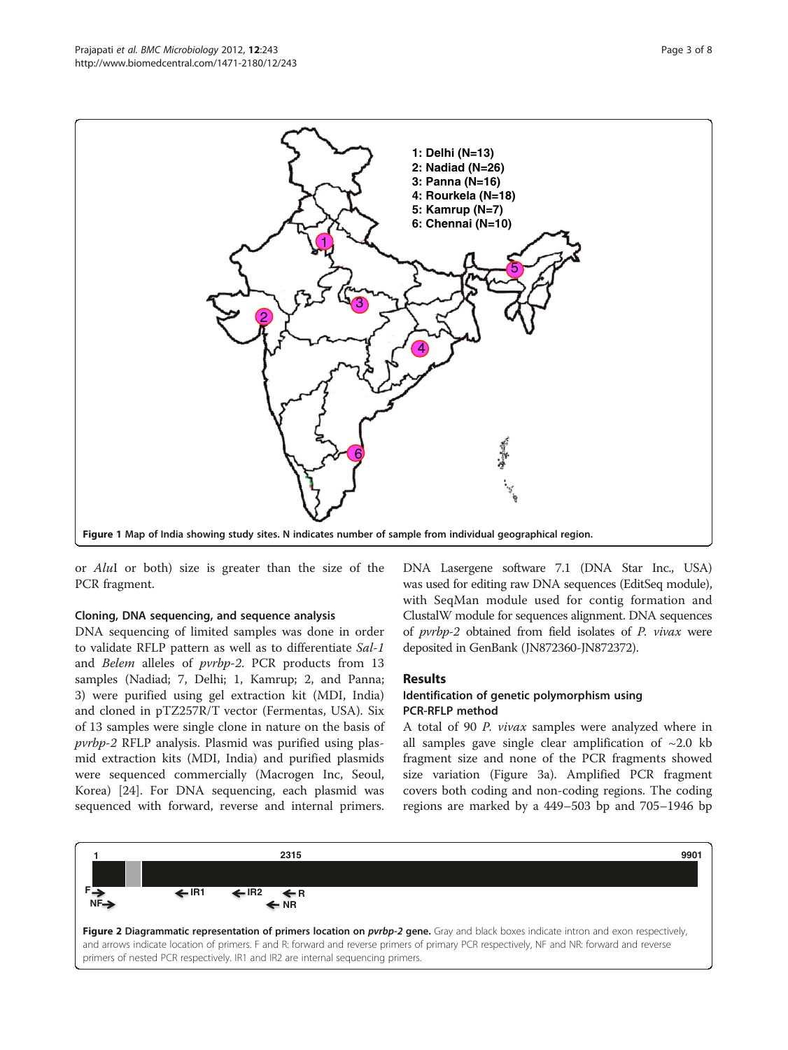Figure 1 Map of India showing study sites. N indicates number of sample from individual geographical region.

or *Alu*I or both) size is greater than the size of the PCR fragment.

### Cloning, DNA sequencing, and sequence analysis

DNA sequencing of limited samples was done in order to validate RFLP pattern as well as to differentiate *Sal-1* and *Belem* alleles of *pvrbp-2*. PCR products from 13 samples (Nadiad; 7, Delhi; 1, Kamrup; 2, and Panna; 3) were purified using gel extraction kit (MDI, India) and cloned in pTZ257R/T vector (Fermentas, USA). Six of 13 samples were single clone in nature on the basis of *pvrbp-2* RFLP analysis. Plasmid was purified using plasmid extraction kits (MDI, India) and purified plasmids were sequenced commercially (Macrogen Inc, Seoul, Korea) [24]. For DNA sequencing, each plasmid was sequenced with forward, reverse and internal primers. DNA Lasergene software 7.1 (DNA Star Inc., USA) was used for editing raw DNA sequences (EditSeq module), with SeqMan module used for contig formation and ClustalW module for sequences alignment. DNA sequences of *pvrbp-2* obtained from field isolates of *P. vivax* were deposited in GenBank (JN872360-JN872372).

## Results

### Identification of genetic polymorphism using PCR-RFLP method

A total of 90 *P. vivax* samples were analyzed where in all samples gave single clear amplification of ~2.0 kb fragment size and none of the PCR fragments showed size variation (Figure 3a). Amplified PCR fragment covers both coding and non-coding regions. The coding regions are marked by a 449–503 bp and 705–1946 bp

**Figure 2 Diagrammatic representation of primers location on *pvrbp-2* gene.** Gray and black boxes indicate intron and exon respectively, and arrows indicate location of primers. F and R: forward and reverse primers of primary PCR respectively, NF and NR: forward and reverse primers of nested PCR respectively. IR1 and IR2 are internal sequencing primers.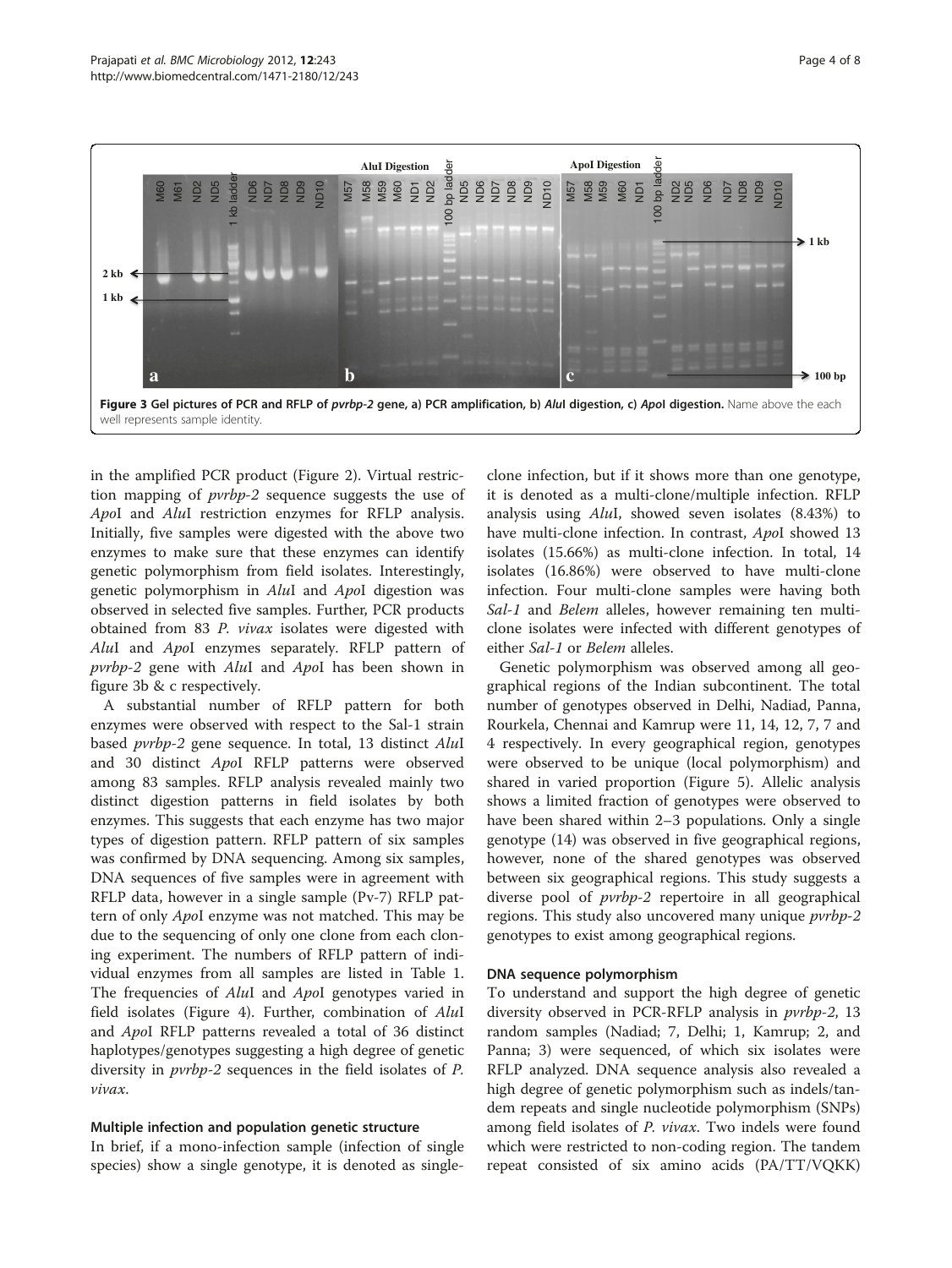**Figure 3 Gel pictures of PCR and RFLP of *pvrbp-2* gene, a) PCR amplification, b) *Alu*I digestion, c) *Apo*I digestion.** Name above the each well represents sample identity.

in the amplified PCR product (Figure 2). Virtual restriction mapping of *pvrbp-2* sequence suggests the use of *Apo*I and *Alu*I restriction enzymes for RFLP analysis. Initially, five samples were digested with the above two enzymes to make sure that these enzymes can identify genetic polymorphism from field isolates. Interestingly, genetic polymorphism in *Alu*I and *Apo*I digestion was observed in selected five samples. Further, PCR products obtained from 83 *P. vivax* isolates were digested with *Alu*I and *Apo*I enzymes separately. RFLP pattern of *pvrbp-2* gene with *Alu*I and *Apo*I has been shown in figure 3b & c respectively.

A substantial number of RFLP pattern for both enzymes were observed with respect to the Sal-1 strain based *pvrbp-2* gene sequence. In total, 13 distinct *Alu*I and 30 distinct *Apo*I RFLP patterns were observed among 83 samples. RFLP analysis revealed mainly two distinct digestion patterns in field isolates by both enzymes. This suggests that each enzyme has two major types of digestion pattern. RFLP pattern of six samples was confirmed by DNA sequencing. Among six samples, DNA sequences of five samples were in agreement with RFLP data, however in a single sample (Pv-7) RFLP pattern of only *Apo*I enzyme was not matched. This may be due to the sequencing of only one clone from each cloning experiment. The numbers of RFLP pattern of individual enzymes from all samples are listed in Table 1. The frequencies of *Alu*I and *Apo*I genotypes varied in field isolates (Figure 4). Further, combination of *Alu*I and *Apo*I RFLP patterns revealed a total of 36 distinct haplotypes/genotypes suggesting a high degree of genetic diversity in *pvrbp-2* sequences in the field isolates of *P. vivax*.

### Multiple infection and population genetic structure

In brief, if a mono-infection sample (infection of single species) show a single genotype, it is denoted as single-clone infection, but if it shows more than one genotype, it is denoted as a multi-clone/multiple infection. RFLP analysis using *Alu*I, showed seven isolates (8.43%) to have multi-clone infection. In contrast, *Apo*I showed 13 isolates (15.66%) as multi-clone infection. In total, 14 isolates (16.86%) were observed to have multi-clone infection. Four multi-clone samples were having both *Sal-1* and *Belem* alleles, however remaining ten multi-clone isolates were infected with different genotypes of either *Sal-1* or *Belem* alleles.

Genetic polymorphism was observed among all geographical regions of the Indian subcontinent. The total number of genotypes observed in Delhi, Nadiad, Panna, Rourkela, Chennai and Kamrup were 11, 14, 12, 7, 7 and 4 respectively. In every geographical region, genotypes were observed to be unique (local polymorphism) and shared in varied proportion (Figure 5). Allelic analysis shows a limited fraction of genotypes were observed to have been shared within 2–3 populations. Only a single genotype (14) was observed in five geographical regions, however, none of the shared genotypes was observed between six geographical regions. This study suggests a diverse pool of *pvrbp-2* repertoire in all geographical regions. This study also uncovered many unique *pvrbp-2* genotypes to exist among geographical regions.

### DNA sequence polymorphism

To understand and support the high degree of genetic diversity observed in PCR-RFLP analysis in *pvrbp-2*, 13 random samples (Nadiad; 7, Delhi; 1, Kamrup; 2, and Panna; 3) were sequenced, of which six isolates were RFLP analyzed. DNA sequence analysis also revealed a high degree of genetic polymorphism such as indels/tandem repeats and single nucleotide polymorphism (SNPs) among field isolates of *P. vivax*. Two indels were found which were restricted to non-coding region. The tandem repeat consisted of six amino acids (PA/TT/VQKK)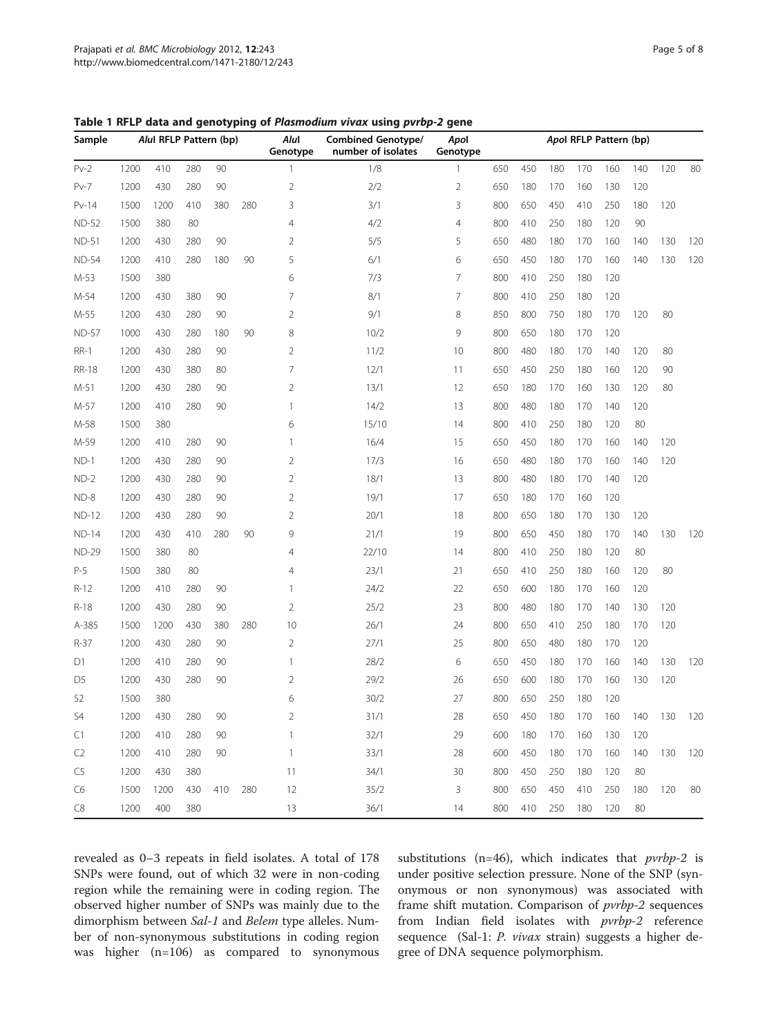**Table 1 RFLP data and genotyping of *Plasmodium vivax* using *pvrbp-2* gene**

| Sample | *Alu*I RFLP Pattern (bp) | | | | | *Alu*I Genotype | Combined Genotype/ number of isolates | *Apo*I Genotype | *Apo*I RFLP Pattern (bp) | | | | | | | |
|---|---|---|---|---|---|---|---|---|---|---|---|---|---|---|---|---|
| Pv-2 | 1200 | 410 | 280 | 90 | | 1 | 1/8 | 1 | 650 | 450 | 180 | 170 | 160 | 140 | 120 | 80 |
| Pv-7 | 1200 | 430 | 280 | 90 | | 2 | 2/2 | 2 | 650 | 180 | 170 | 160 | 130 | 120 | | |
| Pv-14 | 1500 | 1200 | 410 | 380 | 280 | 3 | 3/1 | 3 | 800 | 650 | 450 | 410 | 250 | 180 | 120 | |
| ND-52 | 1500 | 380 | 80 | | | 4 | 4/2 | 4 | 800 | 410 | 250 | 180 | 120 | 90 | | |
| ND-51 | 1200 | 430 | 280 | 90 | | 2 | 5/5 | 5 | 650 | 480 | 180 | 170 | 160 | 140 | 130 | 120 |
| ND-54 | 1200 | 410 | 280 | 180 | 90 | 5 | 6/1 | 6 | 650 | 450 | 180 | 170 | 160 | 140 | 130 | 120 |
| M-53 | 1500 | 380 | | | | 6 | 7/3 | 7 | 800 | 410 | 250 | 180 | 120 | | | |
| M-54 | 1200 | 430 | 380 | 90 | | 7 | 8/1 | 7 | 800 | 410 | 250 | 180 | 120 | | | |
| M-55 | 1200 | 430 | 280 | 90 | | 2 | 9/1 | 8 | 850 | 800 | 750 | 180 | 170 | 120 | 80 | |
| ND-57 | 1000 | 430 | 280 | 180 | 90 | 8 | 10/2 | 9 | 800 | 650 | 180 | 170 | 120 | | | |
| RR-1 | 1200 | 430 | 280 | 90 | | 2 | 11/2 | 10 | 800 | 480 | 180 | 170 | 140 | 120 | 80 | |
| RR-18 | 1200 | 430 | 380 | 80 | | 7 | 12/1 | 11 | 650 | 450 | 250 | 180 | 160 | 120 | 90 | |
| M-51 | 1200 | 430 | 280 | 90 | | 2 | 13/1 | 12 | 650 | 180 | 170 | 160 | 130 | 120 | 80 | |
| M-57 | 1200 | 410 | 280 | 90 | | 1 | 14/2 | 13 | 800 | 480 | 180 | 170 | 140 | 120 | | |
| M-58 | 1500 | 380 | | | | 6 | 15/10 | 14 | 800 | 410 | 250 | 180 | 120 | 80 | | |
| M-59 | 1200 | 410 | 280 | 90 | | 1 | 16/4 | 15 | 650 | 450 | 180 | 170 | 160 | 140 | 120 | |
| ND-1 | 1200 | 430 | 280 | 90 | | 2 | 17/3 | 16 | 650 | 480 | 180 | 170 | 160 | 140 | 120 | |
| ND-2 | 1200 | 430 | 280 | 90 | | 2 | 18/1 | 13 | 800 | 480 | 180 | 170 | 140 | 120 | | |
| ND-8 | 1200 | 430 | 280 | 90 | | 2 | 19/1 | 17 | 650 | 180 | 170 | 160 | 120 | | | |
| ND-12 | 1200 | 430 | 280 | 90 | | 2 | 20/1 | 18 | 800 | 650 | 180 | 170 | 130 | 120 | | |
| ND-14 | 1200 | 430 | 410 | 280 | 90 | 9 | 21/1 | 19 | 800 | 650 | 450 | 180 | 170 | 140 | 130 | 120 |
| ND-29 | 1500 | 380 | 80 | | | 4 | 22/10 | 14 | 800 | 410 | 250 | 180 | 120 | 80 | | |
| P-5 | 1500 | 380 | 80 | | | 4 | 23/1 | 21 | 650 | 410 | 250 | 180 | 160 | 120 | 80 | |
| R-12 | 1200 | 410 | 280 | 90 | | 1 | 24/2 | 22 | 650 | 600 | 180 | 170 | 160 | 120 | | |
| R-18 | 1200 | 430 | 280 | 90 | | 2 | 25/2 | 23 | 800 | 480 | 180 | 170 | 140 | 130 | 120 | |
| A-385 | 1500 | 1200 | 430 | 380 | 280 | 10 | 26/1 | 24 | 800 | 650 | 410 | 250 | 180 | 170 | 120 | |
| R-37 | 1200 | 430 | 280 | 90 | | 2 | 27/1 | 25 | 800 | 650 | 480 | 180 | 170 | 120 | | |
| D1 | 1200 | 410 | 280 | 90 | | 1 | 28/2 | 6 | 650 | 450 | 180 | 170 | 160 | 140 | 130 | 120 |
| D5 | 1200 | 430 | 280 | 90 | | 2 | 29/2 | 26 | 650 | 600 | 180 | 170 | 160 | 130 | 120 | |
| S2 | 1500 | 380 | | | | 6 | 30/2 | 27 | 800 | 650 | 250 | 180 | 120 | | | |
| S4 | 1200 | 430 | 280 | 90 | | 2 | 31/1 | 28 | 650 | 450 | 180 | 170 | 160 | 140 | 130 | 120 |
| C1 | 1200 | 410 | 280 | 90 | | 1 | 32/1 | 29 | 600 | 180 | 170 | 160 | 130 | 120 | | |
| C2 | 1200 | 410 | 280 | 90 | | 1 | 33/1 | 28 | 600 | 450 | 180 | 170 | 160 | 140 | 130 | 120 |
| C5 | 1200 | 430 | 380 | | | 11 | 34/1 | 30 | 800 | 450 | 250 | 180 | 120 | 80 | | |
| C6 | 1500 | 1200 | 430 | 410 | 280 | 12 | 35/2 | 3 | 800 | 650 | 450 | 410 | 250 | 180 | 120 | 80 |
| C8 | 1200 | 400 | 380 | | | 13 | 36/1 | 14 | 800 | 410 | 250 | 180 | 120 | 80 | | |

revealed as 0–3 repeats in field isolates. A total of 178 SNPs were found, out of which 32 were in non-coding region while the remaining were in coding region. The observed higher number of SNPs was mainly due to the dimorphism between *Sal-1* and *Belem* type alleles. Number of non-synonymous substitutions in coding region was higher (n=106) as compared to synonymous substitutions (n=46), which indicates that *pvrbp-2* is under positive selection pressure. None of the SNP (synonymous or non synonymous) was associated with frame shift mutation. Comparison of *pvrbp-2* sequences from Indian field isolates with *pvrbp-2* reference sequence (Sal-1: *P. vivax* strain) suggests a higher degree of DNA sequence polymorphism.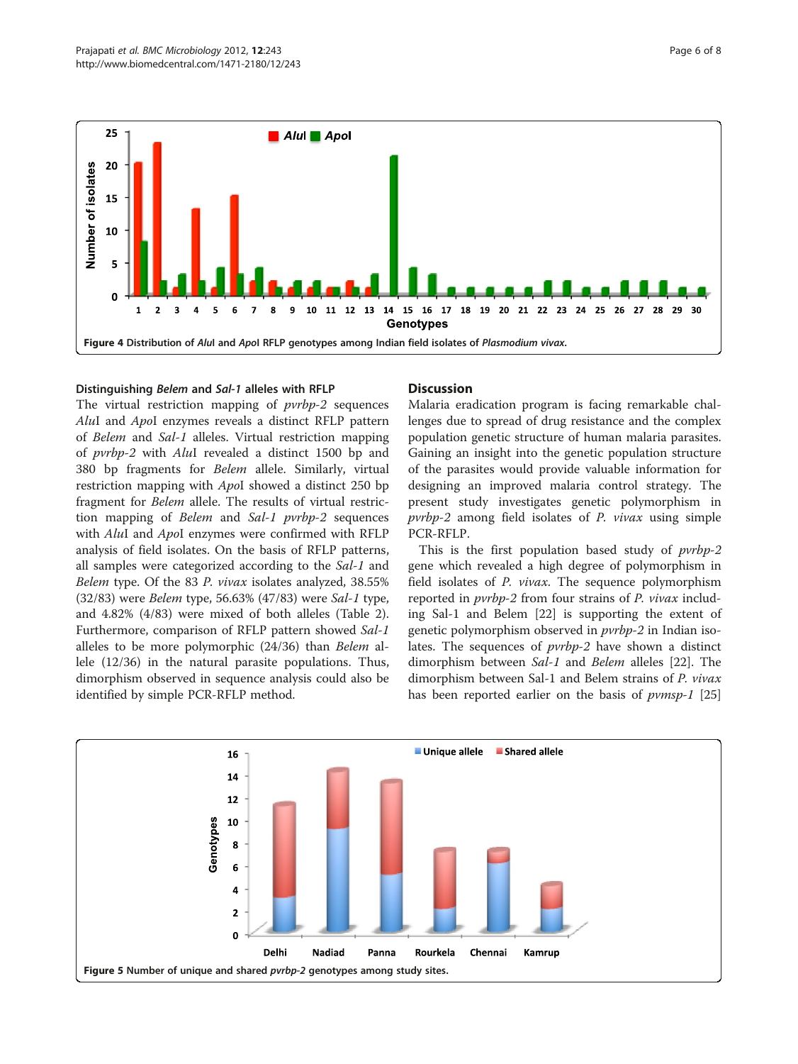Figure 4 Distribution of *Alu*I and *Apo*I RFLP genotypes among Indian field isolates of *Plasmodium vivax*.

### Distinguishing *Belem* and *Sal-1* alleles with RFLP

The virtual restriction mapping of *pvrbp-2* sequences *Alu*I and *Apo*I enzymes reveals a distinct RFLP pattern of *Belem* and *Sal-1* alleles. Virtual restriction mapping of *pvrbp-2* with *Alu*I revealed a distinct 1500 bp and 380 bp fragments for *Belem* allele. Similarly, virtual restriction mapping with *Apo*I showed a distinct 250 bp fragment for *Belem* allele. The results of virtual restriction mapping of *Belem* and *Sal-1 pvrbp-2* sequences with *Alu*I and *Apo*I enzymes were confirmed with RFLP analysis of field isolates. On the basis of RFLP patterns, all samples were categorized according to the *Sal-1* and *Belem* type. Of the 83 *P. vivax* isolates analyzed, 38.55% (32/83) were *Belem* type, 56.63% (47/83) were *Sal-1* type, and 4.82% (4/83) were mixed of both alleles (Table 2). Furthermore, comparison of RFLP pattern showed *Sal-1* alleles to be more polymorphic (24/36) than *Belem* allele (12/36) in the natural parasite populations. Thus, dimorphism observed in sequence analysis could also be identified by simple PCR-RFLP method.

## Discussion

Malaria eradication program is facing remarkable challenges due to spread of drug resistance and the complex population genetic structure of human malaria parasites. Gaining an insight into the genetic population structure of the parasites would provide valuable information for designing an improved malaria control strategy. The present study investigates genetic polymorphism in *pvrbp-2* among field isolates of *P. vivax* using simple PCR-RFLP.

This is the first population based study of *pvrbp-2* gene which revealed a high degree of polymorphism in field isolates of *P. vivax*. The sequence polymorphism reported in *pvrbp-2* from four strains of *P. vivax* including Sal-1 and Belem [22] is supporting the extent of genetic polymorphism observed in *pvrbp-2* in Indian isolates. The sequences of *pvrbp-2* have shown a distinct dimorphism between *Sal-1* and *Belem* alleles [22]. The dimorphism between Sal-1 and Belem strains of *P. vivax* has been reported earlier on the basis of *pvmsp-1* [25]

Figure 5 Number of unique and shared *pvrbp-2* genotypes among study sites.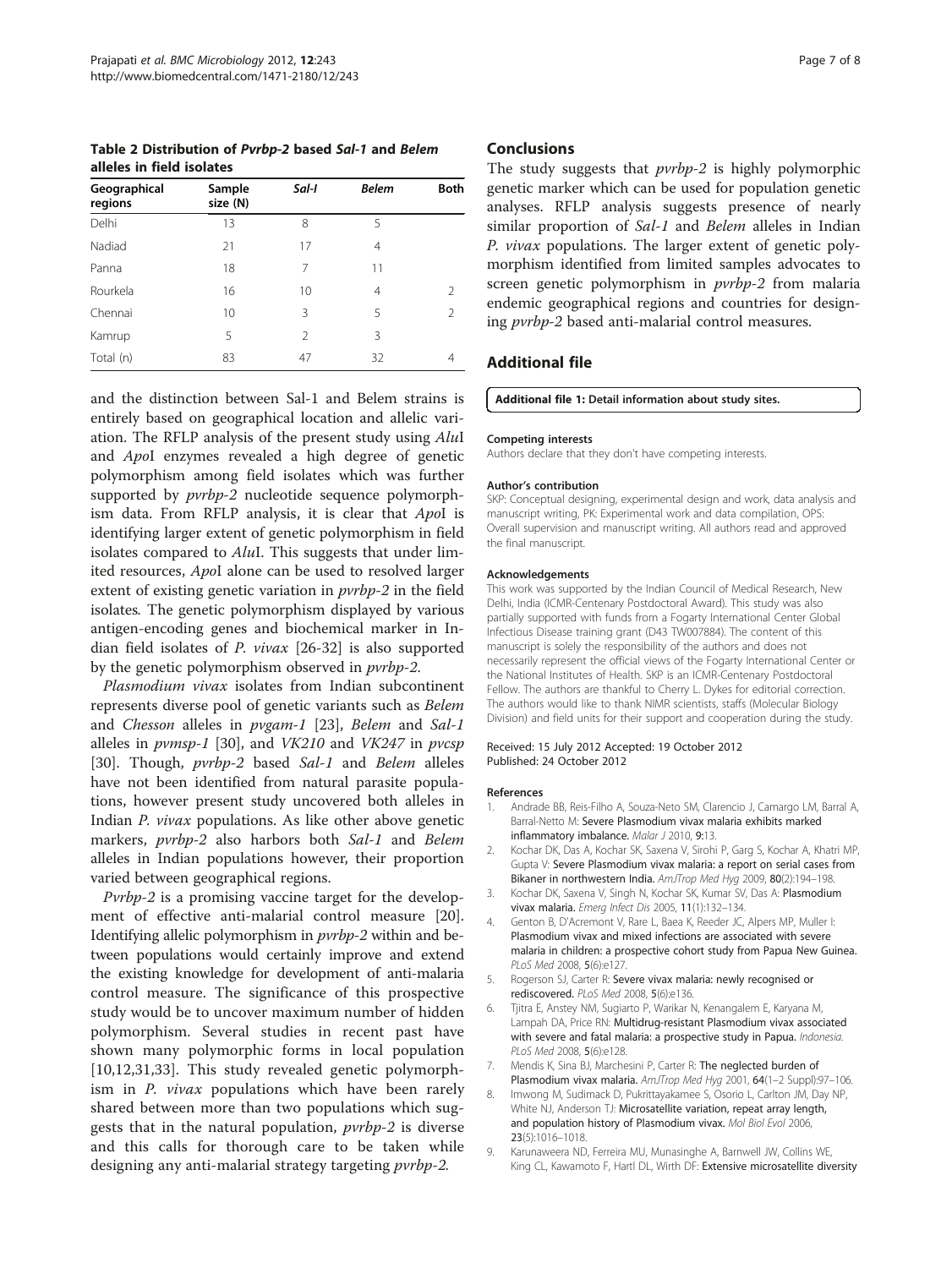**Table 2 Distribution of *Pvrbp-2* based *Sal-1* and *Belem* alleles in field isolates**

| Geographical regions | Sample size (N) | *Sal-I* | *Belem* | Both |
|---|---|---|---|---|
| Delhi | 13 | 8 | 5 | |
| Nadiad | 21 | 17 | 4 | |
| Panna | 18 | 7 | 11 | |
| Rourkela | 16 | 10 | 4 | 2 |
| Chennai | 10 | 3 | 5 | 2 |
| Kamrup | 5 | 2 | 3 | |
| Total (n) | 83 | 47 | 32 | 4 |

and the distinction between Sal-1 and Belem strains is entirely based on geographical location and allelic variation. The RFLP analysis of the present study using *Alu*I and *Apo*I enzymes revealed a high degree of genetic polymorphism among field isolates which was further supported by *pvrbp-2* nucleotide sequence polymorphism data. From RFLP analysis, it is clear that *Apo*I is identifying larger extent of genetic polymorphism in field isolates compared to *Alu*I. This suggests that under limited resources, *Apo*I alone can be used to resolved larger extent of existing genetic variation in *pvrbp-2* in the field isolates. The genetic polymorphism displayed by various antigen-encoding genes and biochemical marker in Indian field isolates of *P. vivax* [26-32] is also supported by the genetic polymorphism observed in *pvrbp-2*.

*Plasmodium vivax* isolates from Indian subcontinent represents diverse pool of genetic variants such as *Belem* and *Chesson* alleles in *pvgam-1* [23], *Belem* and *Sal-1* alleles in *pvmsp-1* [30], and *VK210* and *VK247* in *pvcsp* [30]. Though, *pvrbp-2* based *Sal-1* and *Belem* alleles have not been identified from natural parasite populations, however present study uncovered both alleles in Indian *P. vivax* populations. As like other above genetic markers, *pvrbp-2* also harbors both *Sal-1* and *Belem* alleles in Indian populations however, their proportion varied between geographical regions.

*Pvrbp-2* is a promising vaccine target for the development of effective anti-malarial control measure [20]. Identifying allelic polymorphism in *pvrbp-2* within and between populations would certainly improve and extend the existing knowledge for development of anti-malaria control measure. The significance of this prospective study would be to uncover maximum number of hidden polymorphism. Several studies in recent past have shown many polymorphic forms in local population [10,12,31,33]. This study revealed genetic polymorphism in *P. vivax* populations which have been rarely shared between more than two populations which suggests that in the natural population, *pvrbp-2* is diverse and this calls for thorough care to be taken while designing any anti-malarial strategy targeting *pvrbp-2*.

## Conclusions

The study suggests that *pvrbp-2* is highly polymorphic genetic marker which can be used for population genetic analyses. RFLP analysis suggests presence of nearly similar proportion of *Sal-1* and *Belem* alleles in Indian *P. vivax* populations. The larger extent of genetic polymorphism identified from limited samples advocates to screen genetic polymorphism in *pvrbp-2* from malaria endemic geographical regions and countries for designing *pvrbp-2* based anti-malarial control measures.

## Additional file

**Additional file 1: Detail information about study sites.**

#### Competing interests

Authors declare that they don't have competing interests.

#### Author's contribution

SKP: Conceptual designing, experimental design and work, data analysis and manuscript writing, PK: Experimental work and data compilation, OPS: Overall supervision and manuscript writing. All authors read and approved the final manuscript.

#### Acknowledgements

This work was supported by the Indian Council of Medical Research, New Delhi, India (ICMR-Centenary Postdoctoral Award). This study was also partially supported with funds from a Fogarty International Center Global Infectious Disease training grant (D43 TW007884). The content of this manuscript is solely the responsibility of the authors and does not necessarily represent the official views of the Fogarty International Center or the National Institutes of Health. SKP is an ICMR-Centenary Postdoctoral Fellow. The authors are thankful to Cherry L. Dykes for editorial correction. The authors would like to thank NIMR scientists, staffs (Molecular Biology Division) and field units for their support and cooperation during the study.

Received: 15 July 2012 Accepted: 19 October 2012
Published: 24 October 2012

#### References

1. Andrade BB, Reis-Filho A, Souza-Neto SM, Clarencio J, Camargo LM, Barral A, Barral-Netto M: Severe Plasmodium vivax malaria exhibits marked inflammatory imbalance. *Malar J* 2010, **9**:13.
2. Kochar DK, Das A, Kochar SK, Saxena V, Sirohi P, Garg S, Kochar A, Khatri MP, Gupta V: Severe Plasmodium vivax malaria: a report on serial cases from Bikaner in northwestern India. *AmJTrop Med Hyg* 2009, **80**(2):194–198.
3. Kochar DK, Saxena V, Singh N, Kochar SK, Kumar SV, Das A: Plasmodium vivax malaria. *Emerg Infect Dis* 2005, **11**(1):132–134.
4. Genton B, D'Acremont V, Rare L, Baea K, Reeder JC, Alpers MP, Muller I: Plasmodium vivax and mixed infections are associated with severe malaria in children: a prospective cohort study from Papua New Guinea. *PLoS Med* 2008, **5**(6):e127.
5. Rogerson SJ, Carter R: Severe vivax malaria: newly recognised or rediscovered. *PLoS Med* 2008, **5**(6):e136.
6. Tjitra E, Anstey NM, Sugiarto P, Warikar N, Kenangalem E, Karyana M, Lampah DA, Price RN: Multidrug-resistant Plasmodium vivax associated with severe and fatal malaria: a prospective study in Papua. *Indonesia. PLoS Med* 2008, **5**(6):e128.
7. Mendis K, Sina BJ, Marchesini P, Carter R: The neglected burden of Plasmodium vivax malaria. *AmJTrop Med Hyg* 2001, **64**(1–2 Suppl):97–106.
8. Imwong M, Sudimack D, Pukrittayakamee S, Osorio L, Carlton JM, Day NP, White NJ, Anderson TJ: Microsatellite variation, repeat array length, and population history of Plasmodium vivax. *Mol Biol Evol* 2006, **23**(5):1016–1018.
9. Karunaweera ND, Ferreira MU, Munasinghe A, Barnwell JW, Collins WE, King CL, Kawamoto F, Hartl DL, Wirth DF: Extensive microsatellite diversity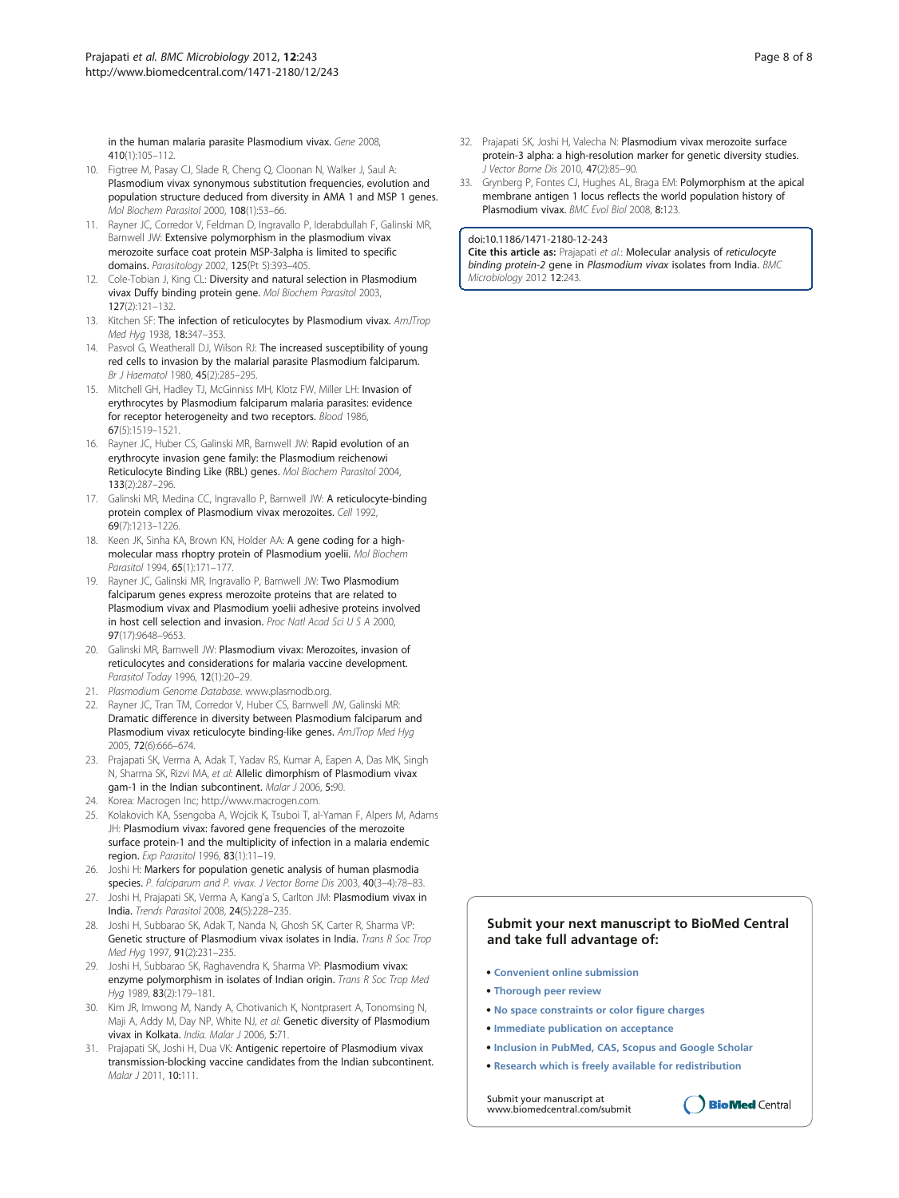in the human malaria parasite Plasmodium vivax. *Gene* 2008, **410**(1):105–112.

10. Figtree M, Pasay CJ, Slade R, Cheng Q, Cloonan N, Walker J, Saul A: **Plasmodium vivax synonymous substitution frequencies, evolution and population structure deduced from diversity in AMA 1 and MSP 1 genes.** *Mol Biochem Parasitol* 2000, **108**(1):53–66.
11. Rayner JC, Corredor V, Feldman D, Ingravallo P, Iderabdullah F, Galinski MR, Barnwell JW: **Extensive polymorphism in the plasmodium vivax merozoite surface coat protein MSP-3alpha is limited to specific domains.** *Parasitology* 2002, **125**(Pt 5):393–405.
12. Cole-Tobian J, King CL: **Diversity and natural selection in Plasmodium vivax Duffy binding protein gene.** *Mol Biochem Parasitol* 2003, **127**(2):121–132.
13. Kitchen SF: **The infection of reticulocytes by Plasmodium vivax.** *AmJTrop Med Hyg* 1938, **18**:347–353.
14. Pasvol G, Weatherall DJ, Wilson RJ: **The increased susceptibility of young red cells to invasion by the malarial parasite Plasmodium falciparum.** *Br J Haematol* 1980, **45**(2):285–295.
15. Mitchell GH, Hadley TJ, McGinniss MH, Klotz FW, Miller LH: **Invasion of erythrocytes by Plasmodium falciparum malaria parasites: evidence for receptor heterogeneity and two receptors.** *Blood* 1986, **67**(5):1519–1521.
16. Rayner JC, Huber CS, Galinski MR, Barnwell JW: **Rapid evolution of an erythrocyte invasion gene family: the Plasmodium reichenowi Reticulocyte Binding Like (RBL) genes.** *Mol Biochem Parasitol* 2004, **133**(2):287–296.
17. Galinski MR, Medina CC, Ingravallo P, Barnwell JW: **A reticulocyte-binding protein complex of Plasmodium vivax merozoites.** *Cell* 1992, **69**(7):1213–1226.
18. Keen JK, Sinha KA, Brown KN, Holder AA: **A gene coding for a high-molecular mass rhoptry protein of Plasmodium yoelii.** *Mol Biochem Parasitol* 1994, **65**(1):171–177.
19. Rayner JC, Galinski MR, Ingravallo P, Barnwell JW: **Two Plasmodium falciparum genes express merozoite proteins that are related to Plasmodium vivax and Plasmodium yoelii adhesive proteins involved in host cell selection and invasion.** *Proc Natl Acad Sci U S A* 2000, **97**(17):9648–9653.
20. Galinski MR, Barnwell JW: **Plasmodium vivax: Merozoites, invasion of reticulocytes and considerations for malaria vaccine development.** *Parasitol Today* 1996, **12**(1):20–29.
21. *Plasmodium Genome Database*. www.plasmodb.org.
22. Rayner JC, Tran TM, Corredor V, Huber CS, Barnwell JW, Galinski MR: **Dramatic difference in diversity between Plasmodium falciparum and Plasmodium vivax reticulocyte binding-like genes.** *AmJTrop Med Hyg* 2005, **72**(6):666–674.
23. Prajapati SK, Verma A, Adak T, Yadav RS, Kumar A, Eapen A, Das MK, Singh N, Sharma SK, Rizvi MA, *et al*: **Allelic dimorphism of Plasmodium vivax gam-1 in the Indian subcontinent.** *Malar J* 2006, **5**:90.
24. Korea: Macrogen Inc; http://www.macrogen.com.
25. Kolakovich KA, Ssengoba A, Wojcik K, Tsuboi T, al-Yaman F, Alpers M, Adams JH: **Plasmodium vivax: favored gene frequencies of the merozoite surface protein-1 and the multiplicity of infection in a malaria endemic region.** *Exp Parasitol* 1996, **83**(1):11–19.
26. Joshi H: **Markers for population genetic analysis of human plasmodia species.** *P. falciparum and P. vivax. J Vector Borne Dis* 2003, **40**(3–4):78–83.
27. Joshi H, Prajapati SK, Verma A, Kang'a S, Carlton JM: **Plasmodium vivax in India.** *Trends Parasitol* 2008, **24**(5):228–235.
28. Joshi H, Subbarao SK, Adak T, Nanda N, Ghosh SK, Carter R, Sharma VP: **Genetic structure of Plasmodium vivax isolates in India.** *Trans R Soc Trop Med Hyg* 1997, **91**(2):231–235.
29. Joshi H, Subbarao SK, Raghavendra K, Sharma VP: **Plasmodium vivax: enzyme polymorphism in isolates of Indian origin.** *Trans R Soc Trop Med Hyg* 1989, **83**(2):179–181.
30. Kim JR, Imwong M, Nandy A, Chotivanich K, Nontprasert A, Tonomsing N, Maji A, Addy M, Day NP, White NJ, *et al*: **Genetic diversity of Plasmodium vivax in Kolkata.** *India. Malar J* 2006, **5**:71.
31. Prajapati SK, Joshi H, Dua VK: **Antigenic repertoire of Plasmodium vivax transmission-blocking vaccine candidates from the Indian subcontinent.** *Malar J* 2011, **10**:111.
32. Prajapati SK, Joshi H, Valecha N: **Plasmodium vivax merozoite surface protein-3 alpha: a high-resolution marker for genetic diversity studies.** *J Vector Borne Dis* 2010, **47**(2):85–90.
33. Grynberg P, Fontes CJ, Hughes AL, Braga EM: **Polymorphism at the apical membrane antigen 1 locus reflects the world population history of Plasmodium vivax.** *BMC Evol Biol* 2008, **8**:123.

doi:10.1186/1471-2180-12-243
**Cite this article as:** Prajapati *et al.*: Molecular analysis of *reticulocyte binding protein-2* gene in *Plasmodium vivax* isolates from India. *BMC Microbiology* 2012 **12**:243.

**Submit your next manuscript to BioMed Central and take full advantage of:**

- **Convenient online submission**
- **Thorough peer review**
- **No space constraints or color figure charges**
- **Immediate publication on acceptance**
- **Inclusion in PubMed, CAS, Scopus and Google Scholar**
- **Research which is freely available for redistribution**

Submit your manuscript at
www.biomedcentral.com/submit

BioMed Central